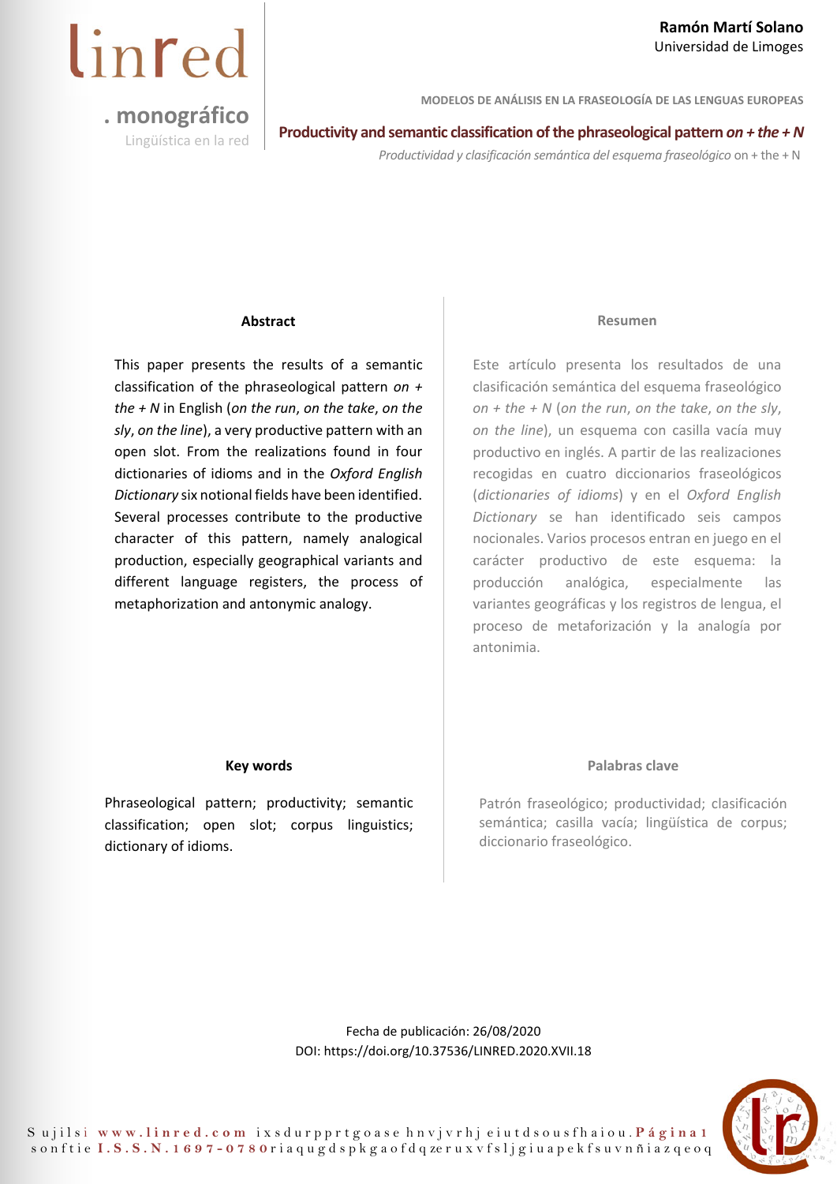**Ramón Martí Solano**
Universidad de Limoges

MODELOS DE ANÁLISIS EN LA FRASEOLOGÍA DE LAS LENGUAS EUROPEAS

# Productivity and semantic classification of the phraseological pattern *on + the + N*

*Productividad y clasificación semántica del esquema fraseológico* on + the + N

## Abstract

This paper presents the results of a semantic classification of the phraseological pattern *on + the + N* in English (*on the run*, *on the take*, *on the sly*, *on the line*), a very productive pattern with an open slot. From the realizations found in four dictionaries of idioms and in the *Oxford English Dictionary* six notional fields have been identified. Several processes contribute to the productive character of this pattern, namely analogical production, especially geographical variants and different language registers, the process of metaphorization and antonymic analogy.

## Resumen

Este artículo presenta los resultados de una clasificación semántica del esquema fraseológico *on + the + N* (*on the run*, *on the take*, *on the sly*, *on the line*), un esquema con casilla vacía muy productivo en inglés. A partir de las realizaciones recogidas en cuatro diccionarios fraseológicos (*dictionaries of idioms*) y en el *Oxford English Dictionary* se han identificado seis campos nocionales. Varios procesos entran en juego en el carácter productivo de este esquema: la producción analógica, especialmente las variantes geográficas y los registros de lengua, el proceso de metaforización y la analogía por antonimia.

## Key words

Phraseological pattern; productivity; semantic classification; open slot; corpus linguistics; dictionary of idioms.

## Palabras clave

Patrón fraseológico; productividad; clasificación semántica; casilla vacía; lingüística de corpus; diccionario fraseológico.

Fecha de publicación: 26/08/2020
DOI: https://doi.org/10.37536/LINRED.2020.XVII.18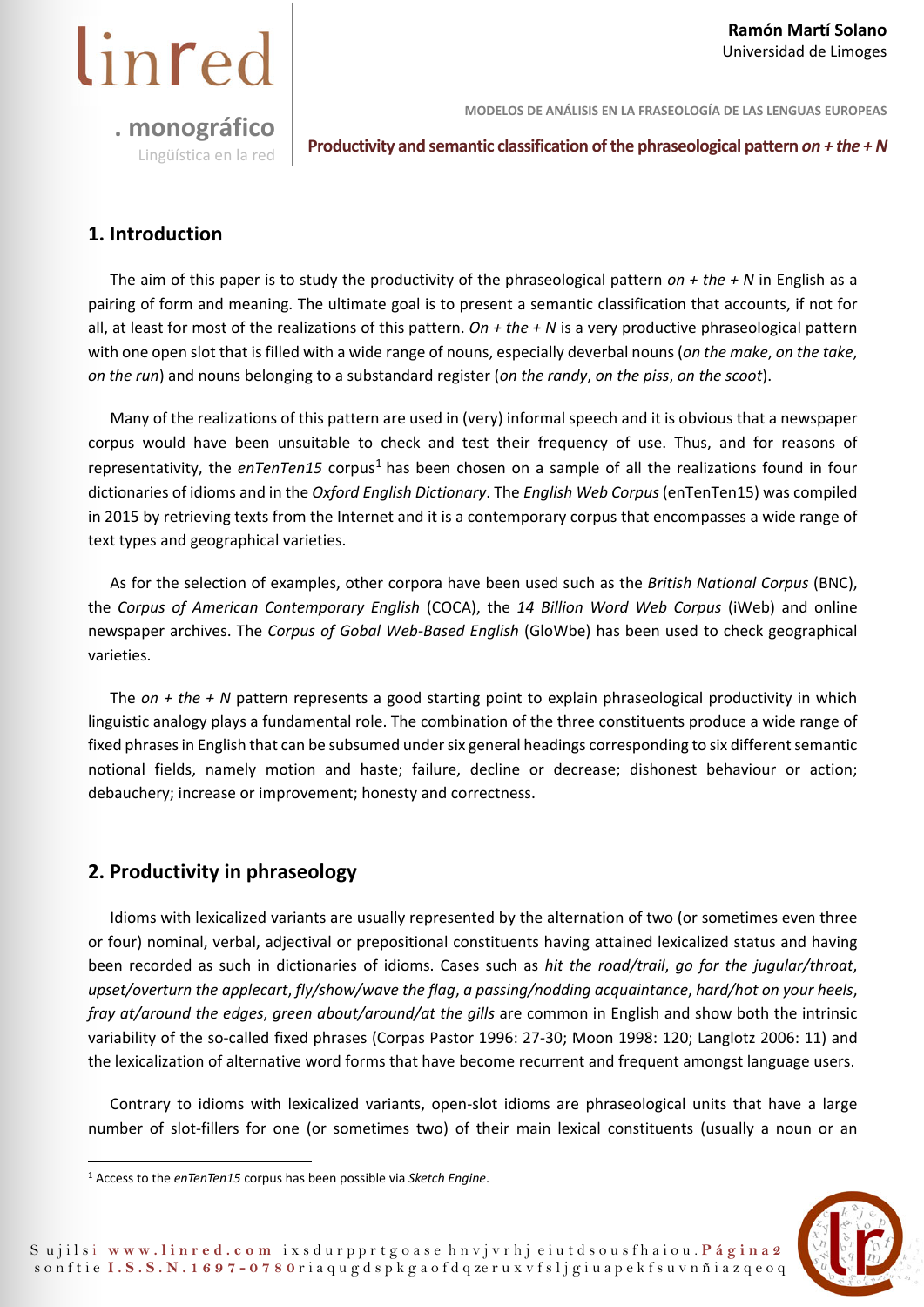## 1. Introduction

The aim of this paper is to study the productivity of the phraseological pattern *on + the + N* in English as a pairing of form and meaning. The ultimate goal is to present a semantic classification that accounts, if not for all, at least for most of the realizations of this pattern. *On + the + N* is a very productive phraseological pattern with one open slot that is filled with a wide range of nouns, especially deverbal nouns (*on the make*, *on the take*, *on the run*) and nouns belonging to a substandard register (*on the randy*, *on the piss*, *on the scoot*).

Many of the realizations of this pattern are used in (very) informal speech and it is obvious that a newspaper corpus would have been unsuitable to check and test their frequency of use. Thus, and for reasons of representativity, the *enTenTen15* corpus[1] has been chosen on a sample of all the realizations found in four dictionaries of idioms and in the *Oxford English Dictionary*. The *English Web Corpus* (enTenTen15) was compiled in 2015 by retrieving texts from the Internet and it is a contemporary corpus that encompasses a wide range of text types and geographical varieties.

As for the selection of examples, other corpora have been used such as the *British National Corpus* (BNC), the *Corpus of American Contemporary English* (COCA), the *14 Billion Word Web Corpus* (iWeb) and online newspaper archives. The *Corpus of Gobal Web-Based English* (GloWbe) has been used to check geographical varieties.

The *on + the + N* pattern represents a good starting point to explain phraseological productivity in which linguistic analogy plays a fundamental role. The combination of the three constituents produce a wide range of fixed phrases in English that can be subsumed under six general headings corresponding to six different semantic notional fields, namely motion and haste; failure, decline or decrease; dishonest behaviour or action; debauchery; increase or improvement; honesty and correctness.

## 2. Productivity in phraseology

Idioms with lexicalized variants are usually represented by the alternation of two (or sometimes even three or four) nominal, verbal, adjectival or prepositional constituents having attained lexicalized status and having been recorded as such in dictionaries of idioms. Cases such as *hit the road/trail*, *go for the jugular/throat*, *upset/overturn the applecart*, *fly/show/wave the flag*, *a passing/nodding acquaintance*, *hard/hot on your heels*, *fray at/around the edges*, *green about/around/at the gills* are common in English and show both the intrinsic variability of the so-called fixed phrases (Corpas Pastor 1996: 27-30; Moon 1998: 120; Langlotz 2006: 11) and the lexicalization of alternative word forms that have become recurrent and frequent amongst language users.

Contrary to idioms with lexicalized variants, open-slot idioms are phraseological units that have a large number of slot-fillers for one (or sometimes two) of their main lexical constituents (usually a noun or an

---

[1] Access to the *enTenTen15* corpus has been possible via *Sketch Engine*.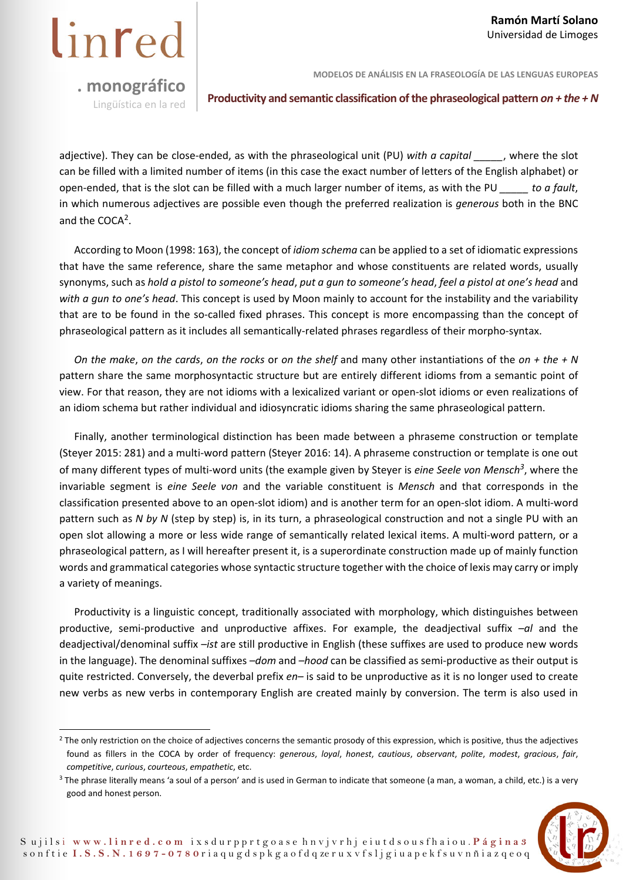adjective). They can be close-ended, as with the phraseological unit (PU) *with a capital _____*, where the slot can be filled with a limited number of items (in this case the exact number of letters of the English alphabet) or open-ended, that is the slot can be filled with a much larger number of items, as with the PU _____ *to a fault*, in which numerous adjectives are possible even though the preferred realization is *generous* both in the BNC and the COCA[2].

According to Moon (1998: 163), the concept of *idiom schema* can be applied to a set of idiomatic expressions that have the same reference, share the same metaphor and whose constituents are related words, usually synonyms, such as *hold a pistol to someone's head*, *put a gun to someone's head*, *feel a pistol at one's head* and *with a gun to one's head*. This concept is used by Moon mainly to account for the instability and the variability that are to be found in the so-called fixed phrases. This concept is more encompassing than the concept of phraseological pattern as it includes all semantically-related phrases regardless of their morpho-syntax.

*On the make*, *on the cards*, *on the rocks* or *on the shelf* and many other instantiations of the *on + the + N* pattern share the same morphosyntactic structure but are entirely different idioms from a semantic point of view. For that reason, they are not idioms with a lexicalized variant or open-slot idioms or even realizations of an idiom schema but rather individual and idiosyncratic idioms sharing the same phraseological pattern.

Finally, another terminological distinction has been made between a phraseme construction or template (Steyer 2015: 281) and a multi-word pattern (Steyer 2016: 14). A phraseme construction or template is one out of many different types of multi-word units (the example given by Steyer is *eine Seele von Mensch*[3], where the invariable segment is *eine Seele von* and the variable constituent is *Mensch* and that corresponds in the classification presented above to an open-slot idiom) and is another term for an open-slot idiom. A multi-word pattern such as *N by N* (step by step) is, in its turn, a phraseological construction and not a single PU with an open slot allowing a more or less wide range of semantically related lexical items. A multi-word pattern, or a phraseological pattern, as I will hereafter present it, is a superordinate construction made up of mainly function words and grammatical categories whose syntactic structure together with the choice of lexis may carry or imply a variety of meanings.

Productivity is a linguistic concept, traditionally associated with morphology, which distinguishes between productive, semi-productive and unproductive affixes. For example, the deadjectival suffix *–al* and the deadjectival/denominal suffix *–ist* are still productive in English (these suffixes are used to produce new words in the language). The denominal suffixes *–dom* and *–hood* can be classified as semi-productive as their output is quite restricted. Conversely, the deverbal prefix *en–* is said to be unproductive as it is no longer used to create new verbs as new verbs in contemporary English are created mainly by conversion. The term is also used in

---

[2] The only restriction on the choice of adjectives concerns the semantic prosody of this expression, which is positive, thus the adjectives found as fillers in the COCA by order of frequency: *generous*, *loyal*, *honest*, *cautious*, *observant*, *polite*, *modest*, *gracious*, *fair*, *competitive*, *curious*, *courteous*, *empathetic*, etc.

[3] The phrase literally means 'a soul of a person' and is used in German to indicate that someone (a man, a woman, a child, etc.) is a very good and honest person.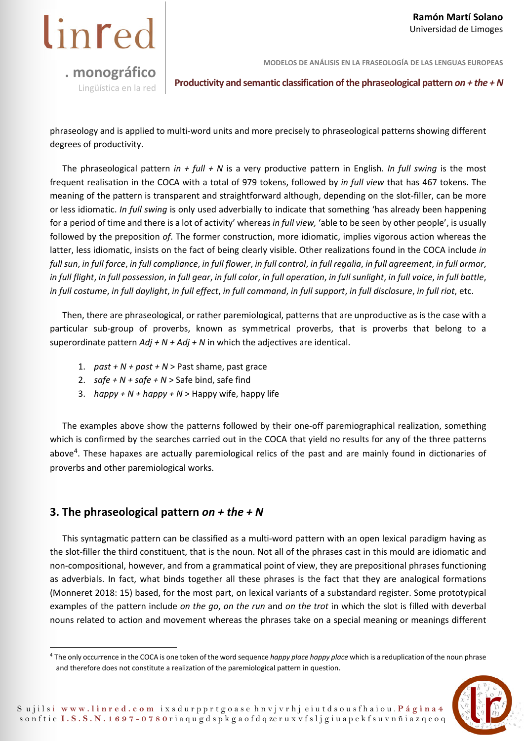phraseology and is applied to multi-word units and more precisely to phraseological patterns showing different degrees of productivity.

The phraseological pattern *in + full + N* is a very productive pattern in English. *In full swing* is the most frequent realisation in the COCA with a total of 979 tokens, followed by *in full view* that has 467 tokens. The meaning of the pattern is transparent and straightforward although, depending on the slot-filler, can be more or less idiomatic. *In full swing* is only used adverbially to indicate that something 'has already been happening for a period of time and there is a lot of activity' whereas *in full view,* 'able to be seen by other people', is usually followed by the preposition *of*. The former construction, more idiomatic, implies vigorous action whereas the latter, less idiomatic, insists on the fact of being clearly visible. Other realizations found in the COCA include *in full sun*, *in full force*, *in full compliance*, *in full flower*, *in full control*, *in full regalia*, *in full agreement*, *in full armor*, *in full flight*, *in full possession*, *in full gear*, *in full color*, *in full operation*, *in full sunlight*, *in full voice*, *in full battle*, *in full costume*, *in full daylight*, *in full effect*, *in full command*, *in full support*, *in full disclosure*, *in full riot*, etc.

Then, there are phraseological, or rather paremiological, patterns that are unproductive as is the case with a particular sub-group of proverbs, known as symmetrical proverbs, that is proverbs that belong to a superordinate pattern *Adj + N + Adj + N* in which the adjectives are identical.

1. *past + N + past + N* > Past shame, past grace
2. *safe + N + safe + N* > Safe bind, safe find
3. *happy + N + happy + N* > Happy wife, happy life

The examples above show the patterns followed by their one-off paremiographical realization, something which is confirmed by the searches carried out in the COCA that yield no results for any of the three patterns above[4]. These hapaxes are actually paremiological relics of the past and are mainly found in dictionaries of proverbs and other paremiological works.

## 3. The phraseological pattern *on + the + N*

This syntagmatic pattern can be classified as a multi-word pattern with an open lexical paradigm having as the slot-filler the third constituent, that is the noun. Not all of the phrases cast in this mould are idiomatic and non-compositional, however, and from a grammatical point of view, they are prepositional phrases functioning as adverbials. In fact, what binds together all these phrases is the fact that they are analogical formations (Monneret 2018: 15) based, for the most part, on lexical variants of a substandard register. Some prototypical examples of the pattern include *on the go*, *on the run* and *on the trot* in which the slot is filled with deverbal nouns related to action and movement whereas the phrases take on a special meaning or meanings different

[4] The only occurrence in the COCA is one token of the word sequence *happy place happy place* which is a reduplication of the noun phrase and therefore does not constitute a realization of the paremiological pattern in question.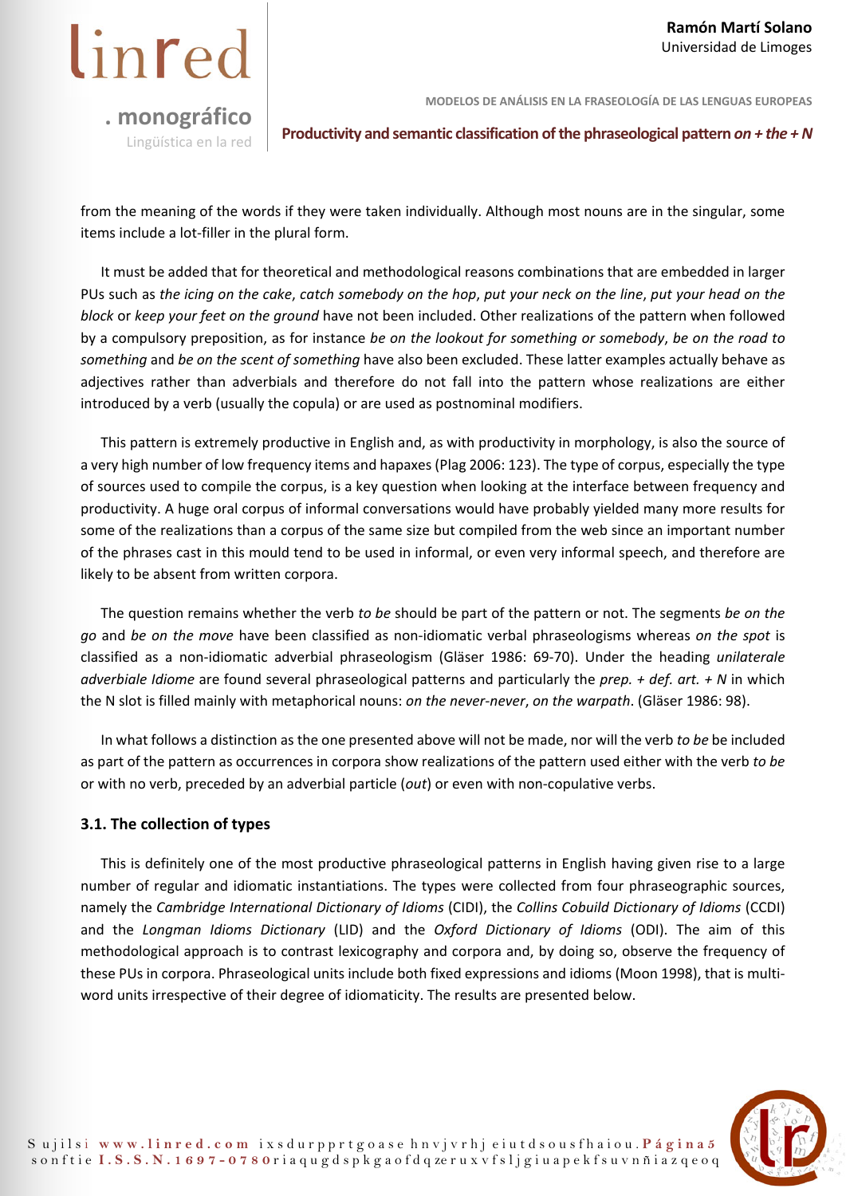from the meaning of the words if they were taken individually. Although most nouns are in the singular, some items include a lot-filler in the plural form.

It must be added that for theoretical and methodological reasons combinations that are embedded in larger PUs such as *the icing on the cake*, *catch somebody on the hop*, *put your neck on the line*, *put your head on the block* or *keep your feet on the ground* have not been included. Other realizations of the pattern when followed by a compulsory preposition, as for instance *be on the lookout for something or somebody*, *be on the road to something* and *be on the scent of something* have also been excluded. These latter examples actually behave as adjectives rather than adverbials and therefore do not fall into the pattern whose realizations are either introduced by a verb (usually the copula) or are used as postnominal modifiers.

This pattern is extremely productive in English and, as with productivity in morphology, is also the source of a very high number of low frequency items and hapaxes (Plag 2006: 123). The type of corpus, especially the type of sources used to compile the corpus, is a key question when looking at the interface between frequency and productivity. A huge oral corpus of informal conversations would have probably yielded many more results for some of the realizations than a corpus of the same size but compiled from the web since an important number of the phrases cast in this mould tend to be used in informal, or even very informal speech, and therefore are likely to be absent from written corpora.

The question remains whether the verb *to be* should be part of the pattern or not. The segments *be on the go* and *be on the move* have been classified as non-idiomatic verbal phraseologisms whereas *on the spot* is classified as a non-idiomatic adverbial phraseologism (Gläser 1986: 69-70). Under the heading *unilaterale adverbiale Idiome* are found several phraseological patterns and particularly the *prep. + def. art. + N* in which the N slot is filled mainly with metaphorical nouns: *on the never-never*, *on the warpath*. (Gläser 1986: 98).

In what follows a distinction as the one presented above will not be made, nor will the verb *to be* be included as part of the pattern as occurrences in corpora show realizations of the pattern used either with the verb *to be* or with no verb, preceded by an adverbial particle (*out*) or even with non-copulative verbs.

### 3.1. The collection of types

This is definitely one of the most productive phraseological patterns in English having given rise to a large number of regular and idiomatic instantiations. The types were collected from four phraseographic sources, namely the *Cambridge International Dictionary of Idioms* (CIDI), the *Collins Cobuild Dictionary of Idioms* (CCDI) and the *Longman Idioms Dictionary* (LID) and the *Oxford Dictionary of Idioms* (ODI). The aim of this methodological approach is to contrast lexicography and corpora and, by doing so, observe the frequency of these PUs in corpora. Phraseological units include both fixed expressions and idioms (Moon 1998), that is multi-word units irrespective of their degree of idiomaticity. The results are presented below.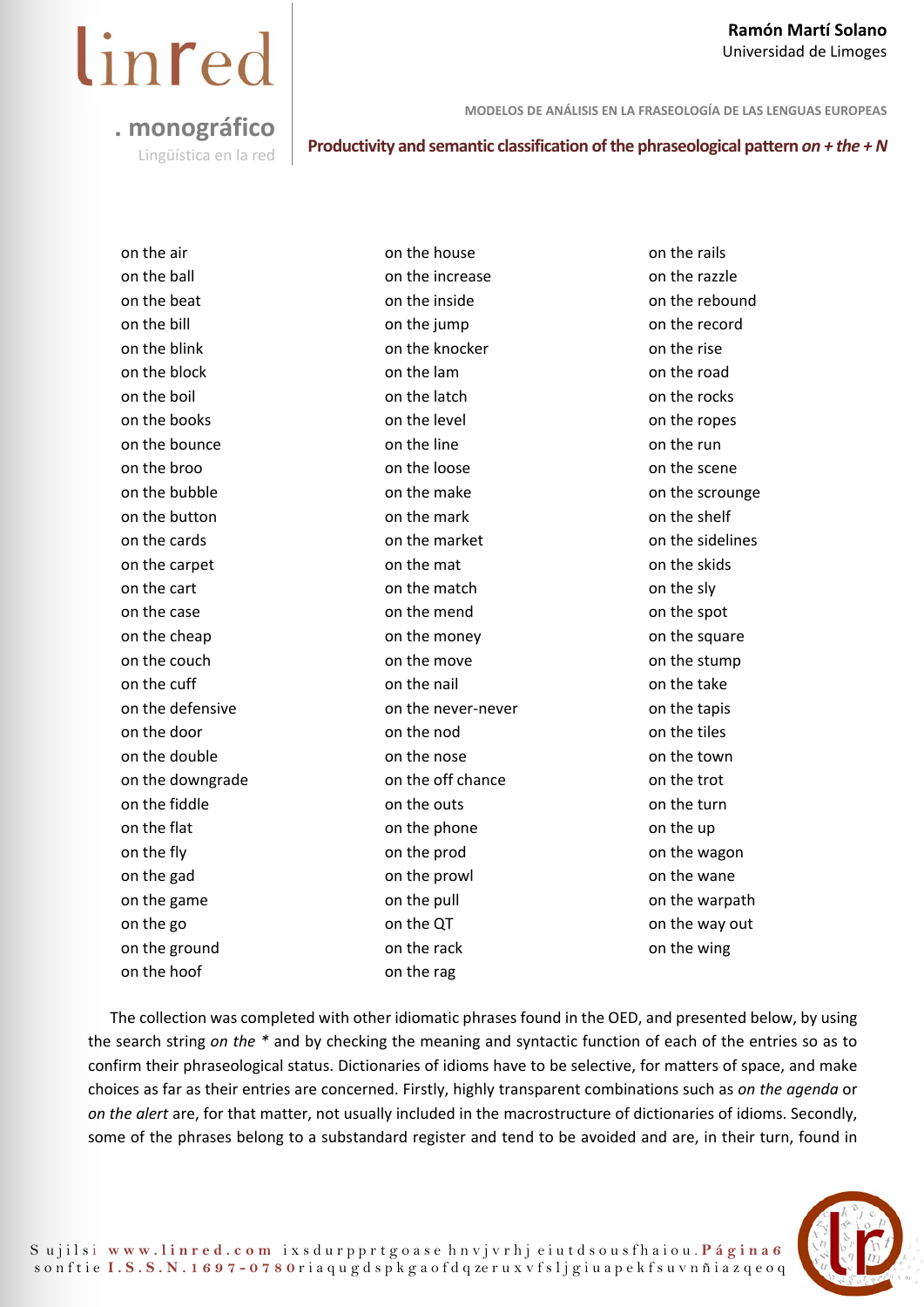on the air
on the ball
on the beat
on the bill
on the blink
on the block
on the boil
on the books
on the bounce
on the broo
on the bubble
on the button
on the cards
on the carpet
on the cart
on the case
on the cheap
on the couch
on the cuff
on the defensive
on the door
on the double
on the downgrade
on the fiddle
on the flat
on the fly
on the gad
on the game
on the go
on the ground
on the hoof
on the house
on the increase
on the inside
on the jump
on the knocker
on the lam
on the latch
on the level
on the line
on the loose
on the make
on the mark
on the market
on the mat
on the match
on the mend
on the money
on the move
on the nail
on the never-never
on the nod
on the nose
on the off chance
on the outs
on the phone
on the prod
on the prowl
on the pull
on the QT
on the rack
on the rag
on the rails
on the razzle
on the rebound
on the record
on the rise
on the road
on the rocks
on the ropes
on the run
on the scene
on the scrounge
on the shelf
on the sidelines
on the skids
on the sly
on the spot
on the square
on the stump
on the take
on the tapis
on the tiles
on the town
on the trot
on the turn
on the up
on the wagon
on the wane
on the warpath
on the way out
on the wing

The collection was completed with other idiomatic phrases found in the OED, and presented below, by using the search string *on the ** and by checking the meaning and syntactic function of each of the entries so as to confirm their phraseological status. Dictionaries of idioms have to be selective, for matters of space, and make choices as far as their entries are concerned. Firstly, highly transparent combinations such as *on the agenda* or *on the alert* are, for that matter, not usually included in the macrostructure of dictionaries of idioms. Secondly, some of the phrases belong to a substandard register and tend to be avoided and are, in their turn, found in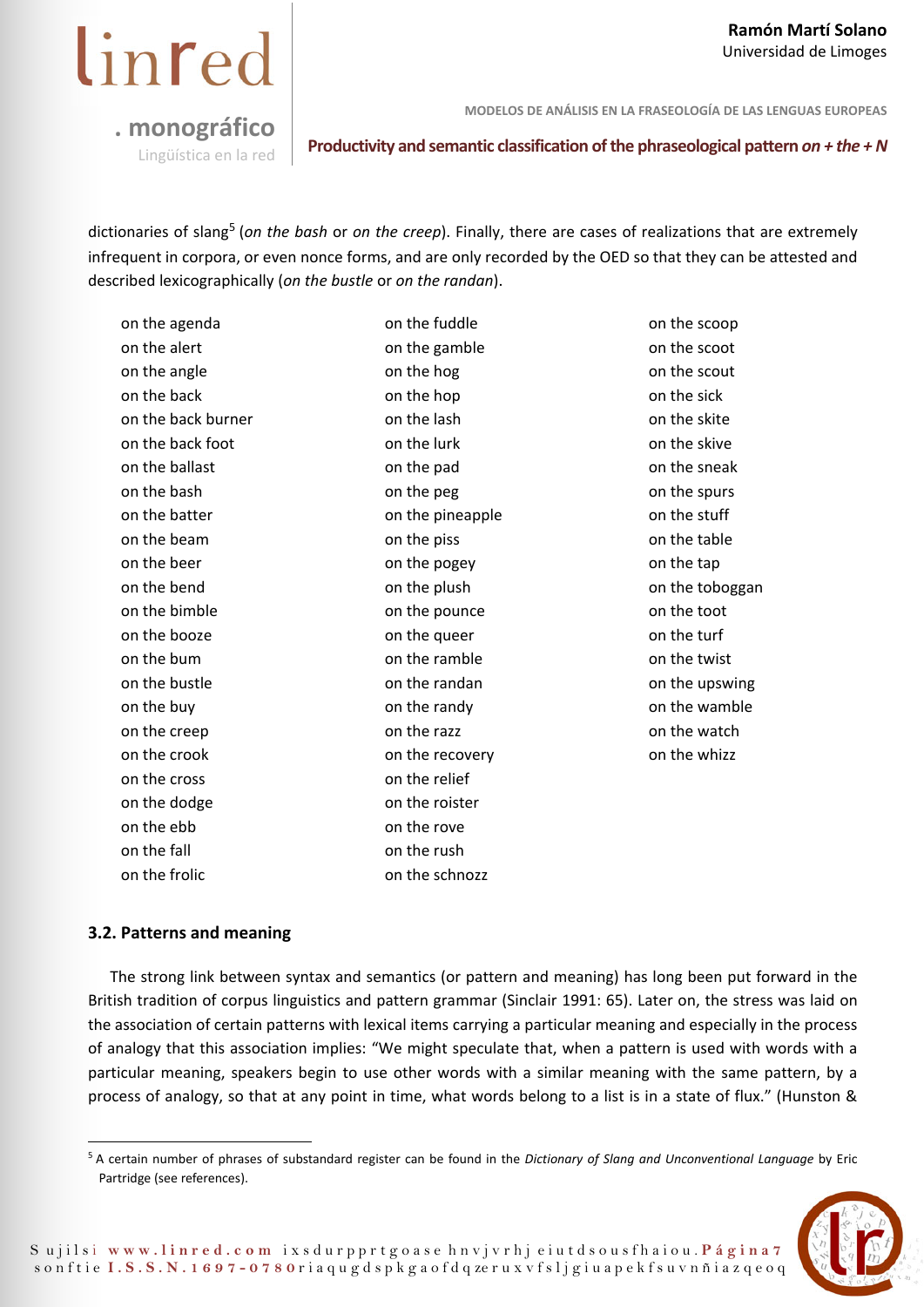dictionaries of slang[5] (*on the bash* or *on the creep*). Finally, there are cases of realizations that are extremely infrequent in corpora, or even nonce forms, and are only recorded by the OED so that they can be attested and described lexicographically (*on the bustle* or *on the randan*).

on the agenda
on the alert
on the angle
on the back
on the back burner
on the back foot
on the ballast
on the bash
on the batter
on the beam
on the beer
on the bend
on the bimble
on the booze
on the bum
on the bustle
on the buy
on the creep
on the crook
on the cross
on the dodge
on the ebb
on the fall
on the frolic
on the fuddle
on the gamble
on the hog
on the hop
on the lash
on the lurk
on the pad
on the peg
on the pineapple
on the piss
on the pogey
on the plush
on the pounce
on the queer
on the ramble
on the randan
on the randy
on the razz
on the recovery
on the relief
on the roister
on the rove
on the rush
on the schnozz
on the scoop
on the scoot
on the scout
on the sick
on the skite
on the skive
on the sneak
on the spurs
on the stuff
on the table
on the tap
on the toboggan
on the toot
on the turf
on the twist
on the upswing
on the wamble
on the watch
on the whizz

### 3.2. Patterns and meaning

The strong link between syntax and semantics (or pattern and meaning) has long been put forward in the British tradition of corpus linguistics and pattern grammar (Sinclair 1991: 65). Later on, the stress was laid on the association of certain patterns with lexical items carrying a particular meaning and especially in the process of analogy that this association implies: "We might speculate that, when a pattern is used with words with a particular meaning, speakers begin to use other words with a similar meaning with the same pattern, by a process of analogy, so that at any point in time, what words belong to a list is in a state of flux." (Hunston &

[5] A certain number of phrases of substandard register can be found in the *Dictionary of Slang and Unconventional Language* by Eric Partridge (see references).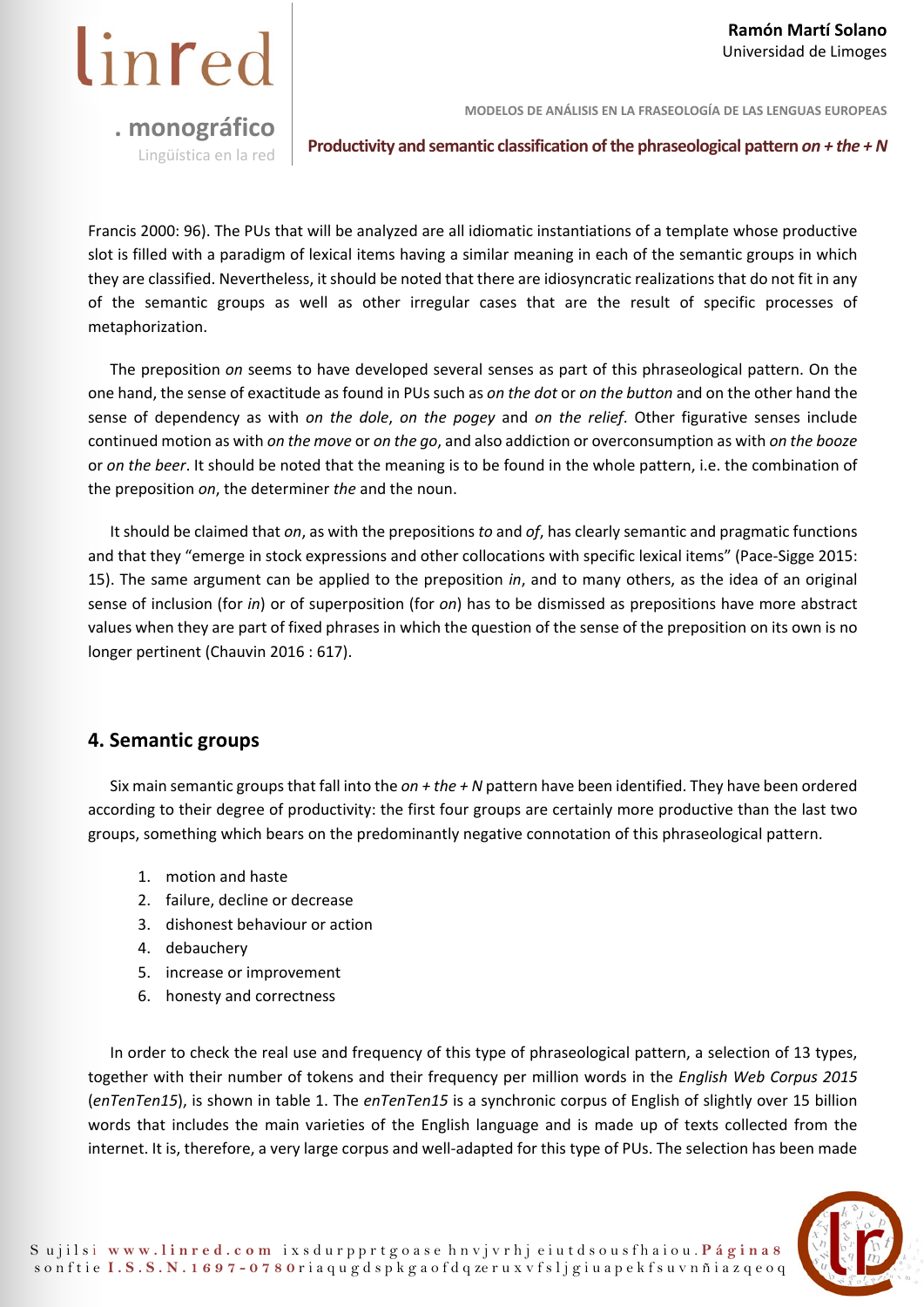Francis 2000: 96). The PUs that will be analyzed are all idiomatic instantiations of a template whose productive slot is filled with a paradigm of lexical items having a similar meaning in each of the semantic groups in which they are classified. Nevertheless, it should be noted that there are idiosyncratic realizations that do not fit in any of the semantic groups as well as other irregular cases that are the result of specific processes of metaphorization.

The preposition *on* seems to have developed several senses as part of this phraseological pattern. On the one hand, the sense of exactitude as found in PUs such as *on the dot* or *on the button* and on the other hand the sense of dependency as with *on the dole*, *on the pogey* and *on the relief*. Other figurative senses include continued motion as with *on the move* or *on the go*, and also addiction or overconsumption as with *on the booze* or *on the beer*. It should be noted that the meaning is to be found in the whole pattern, i.e. the combination of the preposition *on*, the determiner *the* and the noun.

It should be claimed that *on*, as with the prepositions *to* and *of*, has clearly semantic and pragmatic functions and that they "emerge in stock expressions and other collocations with specific lexical items" (Pace-Sigge 2015: 15). The same argument can be applied to the preposition *in*, and to many others, as the idea of an original sense of inclusion (for *in*) or of superposition (for *on*) has to be dismissed as prepositions have more abstract values when they are part of fixed phrases in which the question of the sense of the preposition on its own is no longer pertinent (Chauvin 2016 : 617).

## 4. Semantic groups

Six main semantic groups that fall into the *on + the + N* pattern have been identified. They have been ordered according to their degree of productivity: the first four groups are certainly more productive than the last two groups, something which bears on the predominantly negative connotation of this phraseological pattern.

1. motion and haste
2. failure, decline or decrease
3. dishonest behaviour or action
4. debauchery
5. increase or improvement
6. honesty and correctness

In order to check the real use and frequency of this type of phraseological pattern, a selection of 13 types, together with their number of tokens and their frequency per million words in the *English Web Corpus 2015* (*enTenTen15*), is shown in table 1. The *enTenTen15* is a synchronic corpus of English of slightly over 15 billion words that includes the main varieties of the English language and is made up of texts collected from the internet. It is, therefore, a very large corpus and well-adapted for this type of PUs. The selection has been made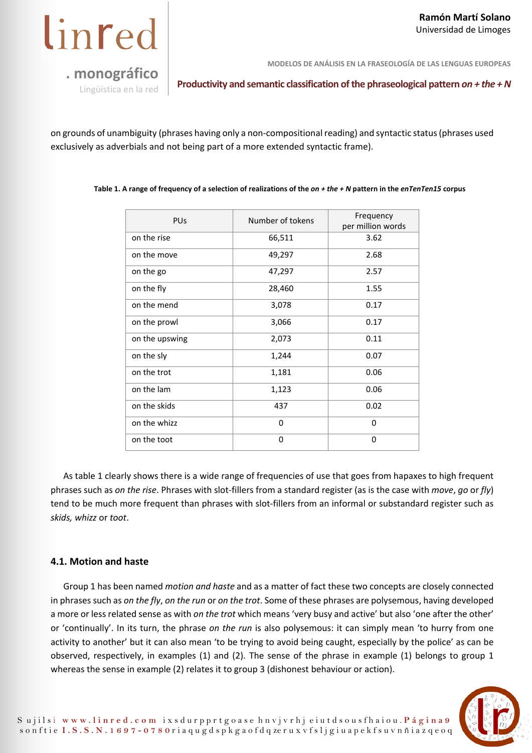on grounds of unambiguity (phrases having only a non-compositional reading) and syntactic status (phrases used exclusively as adverbials and not being part of a more extended syntactic frame).

**Table 1. A range of frequency of a selection of realizations of the *on + the + N* pattern in the *enTenTen15* corpus**

| PUs | Number of tokens | Frequency per million words |
|---|---|---|
| on the rise | 66,511 | 3.62 |
| on the move | 49,297 | 2.68 |
| on the go | 47,297 | 2.57 |
| on the fly | 28,460 | 1.55 |
| on the mend | 3,078 | 0.17 |
| on the prowl | 3,066 | 0.17 |
| on the upswing | 2,073 | 0.11 |
| on the sly | 1,244 | 0.07 |
| on the trot | 1,181 | 0.06 |
| on the lam | 1,123 | 0.06 |
| on the skids | 437 | 0.02 |
| on the whizz | 0 | 0 |
| on the toot | 0 | 0 |

As table 1 clearly shows there is a wide range of frequencies of use that goes from hapaxes to high frequent phrases such as *on the rise*. Phrases with slot-fillers from a standard register (as is the case with *move*, *go* or *fly*) tend to be much more frequent than phrases with slot-fillers from an informal or substandard register such as *skids, whizz* or *toot*.

### 4.1. Motion and haste

Group 1 has been named *motion and haste* and as a matter of fact these two concepts are closely connected in phrases such as *on the fly*, *on the run* or *on the trot*. Some of these phrases are polysemous, having developed a more or less related sense as with *on the trot* which means 'very busy and active' but also 'one after the other' or 'continually'. In its turn, the phrase *on the run* is also polysemous: it can simply mean 'to hurry from one activity to another' but it can also mean 'to be trying to avoid being caught, especially by the police' as can be observed, respectively, in examples (1) and (2). The sense of the phrase in example (1) belongs to group 1 whereas the sense in example (2) relates it to group 3 (dishonest behaviour or action).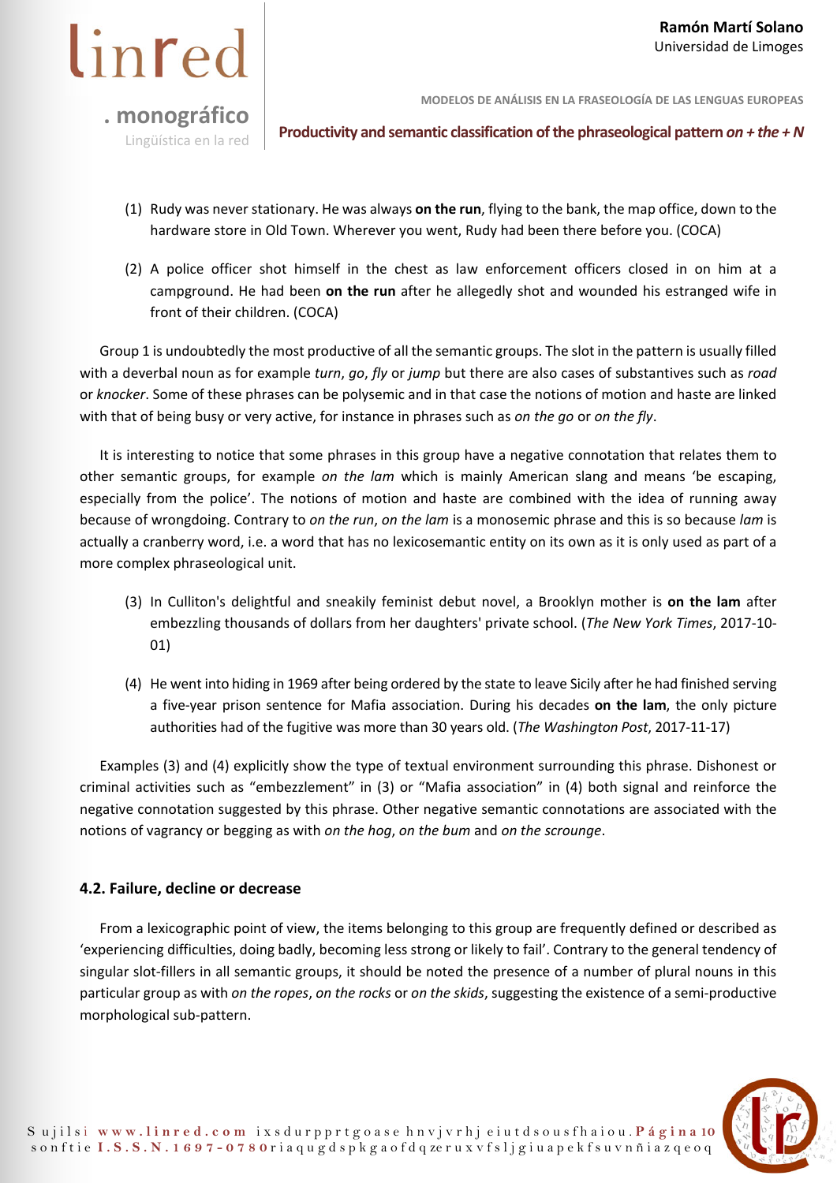(1) Rudy was never stationary. He was always **on the run**, flying to the bank, the map office, down to the hardware store in Old Town. Wherever you went, Rudy had been there before you. (COCA)

(2) A police officer shot himself in the chest as law enforcement officers closed in on him at a campground. He had been **on the run** after he allegedly shot and wounded his estranged wife in front of their children. (COCA)

Group 1 is undoubtedly the most productive of all the semantic groups. The slot in the pattern is usually filled with a deverbal noun as for example *turn*, *go*, *fly* or *jump* but there are also cases of substantives such as *road* or *knocker*. Some of these phrases can be polysemic and in that case the notions of motion and haste are linked with that of being busy or very active, for instance in phrases such as *on the go* or *on the fly*.

It is interesting to notice that some phrases in this group have a negative connotation that relates them to other semantic groups, for example *on the lam* which is mainly American slang and means 'be escaping, especially from the police'. The notions of motion and haste are combined with the idea of running away because of wrongdoing. Contrary to *on the run*, *on the lam* is a monosemic phrase and this is so because *lam* is actually a cranberry word, i.e. a word that has no lexicosemantic entity on its own as it is only used as part of a more complex phraseological unit.

(3) In Culliton's delightful and sneakily feminist debut novel, a Brooklyn mother is **on the lam** after embezzling thousands of dollars from her daughters' private school. (*The New York Times*, 2017-10-01)

(4) He went into hiding in 1969 after being ordered by the state to leave Sicily after he had finished serving a five-year prison sentence for Mafia association. During his decades **on the lam**, the only picture authorities had of the fugitive was more than 30 years old. (*The Washington Post*, 2017-11-17)

Examples (3) and (4) explicitly show the type of textual environment surrounding this phrase. Dishonest or criminal activities such as "embezzlement" in (3) or "Mafia association" in (4) both signal and reinforce the negative connotation suggested by this phrase. Other negative semantic connotations are associated with the notions of vagrancy or begging as with *on the hog*, *on the bum* and *on the scrounge*.

### 4.2. Failure, decline or decrease

From a lexicographic point of view, the items belonging to this group are frequently defined or described as 'experiencing difficulties, doing badly, becoming less strong or likely to fail'. Contrary to the general tendency of singular slot-fillers in all semantic groups, it should be noted the presence of a number of plural nouns in this particular group as with *on the ropes*, *on the rocks* or *on the skids*, suggesting the existence of a semi-productive morphological sub-pattern.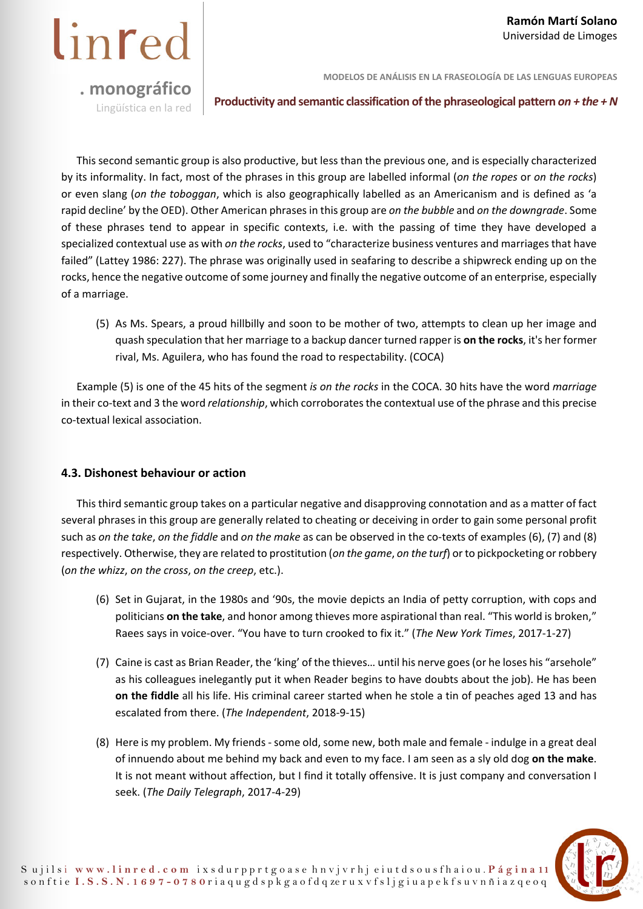This second semantic group is also productive, but less than the previous one, and is especially characterized by its informality. In fact, most of the phrases in this group are labelled informal (*on the ropes* or *on the rocks*) or even slang (*on the toboggan*, which is also geographically labelled as an Americanism and is defined as 'a rapid decline' by the OED). Other American phrases in this group are *on the bubble* and *on the downgrade*. Some of these phrases tend to appear in specific contexts, i.e. with the passing of time they have developed a specialized contextual use as with *on the rocks*, used to "characterize business ventures and marriages that have failed" (Lattey 1986: 227). The phrase was originally used in seafaring to describe a shipwreck ending up on the rocks, hence the negative outcome of some journey and finally the negative outcome of an enterprise, especially of a marriage.

(5) As Ms. Spears, a proud hillbilly and soon to be mother of two, attempts to clean up her image and quash speculation that her marriage to a backup dancer turned rapper is **on the rocks**, it's her former rival, Ms. Aguilera, who has found the road to respectability. (COCA)

Example (5) is one of the 45 hits of the segment *is on the rocks* in the COCA. 30 hits have the word *marriage* in their co-text and 3 the word *relationship*, which corroborates the contextual use of the phrase and this precise co-textual lexical association.

### 4.3. Dishonest behaviour or action

This third semantic group takes on a particular negative and disapproving connotation and as a matter of fact several phrases in this group are generally related to cheating or deceiving in order to gain some personal profit such as *on the take*, *on the fiddle* and *on the make* as can be observed in the co-texts of examples (6), (7) and (8) respectively. Otherwise, they are related to prostitution (*on the game*, *on the turf*) or to pickpocketing or robbery (*on the whizz*, *on the cross*, *on the creep*, etc.).

(6) Set in Gujarat, in the 1980s and '90s, the movie depicts an India of petty corruption, with cops and politicians **on the take**, and honor among thieves more aspirational than real. "This world is broken," Raees says in voice-over. "You have to turn crooked to fix it." (*The New York Times*, 2017-1-27)

(7) Caine is cast as Brian Reader, the 'king' of the thieves… until his nerve goes (or he loses his "arsehole" as his colleagues inelegantly put it when Reader begins to have doubts about the job). He has been **on the fiddle** all his life. His criminal career started when he stole a tin of peaches aged 13 and has escalated from there. (*The Independent*, 2018-9-15)

(8) Here is my problem. My friends - some old, some new, both male and female - indulge in a great deal of innuendo about me behind my back and even to my face. I am seen as a sly old dog **on the make**. It is not meant without affection, but I find it totally offensive. It is just company and conversation I seek. (*The Daily Telegraph*, 2017-4-29)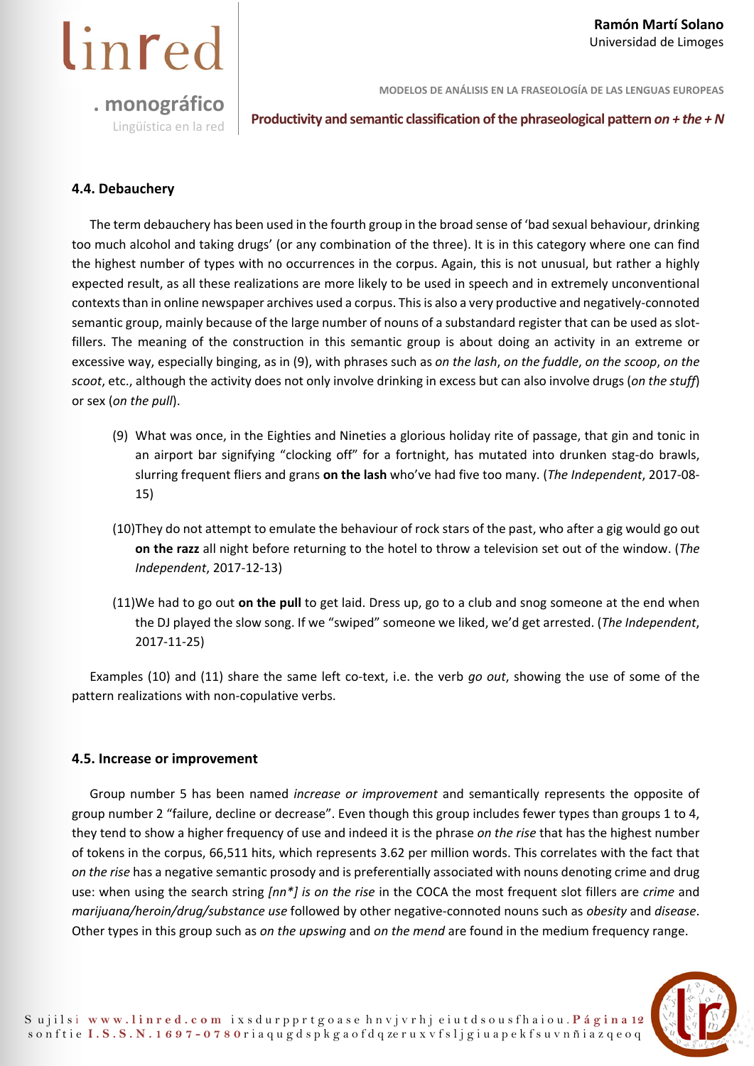### 4.4. Debauchery

The term debauchery has been used in the fourth group in the broad sense of 'bad sexual behaviour, drinking too much alcohol and taking drugs' (or any combination of the three). It is in this category where one can find the highest number of types with no occurrences in the corpus. Again, this is not unusual, but rather a highly expected result, as all these realizations are more likely to be used in speech and in extremely unconventional contexts than in online newspaper archives used a corpus. This is also a very productive and negatively-connoted semantic group, mainly because of the large number of nouns of a substandard register that can be used as slot-fillers. The meaning of the construction in this semantic group is about doing an activity in an extreme or excessive way, especially binging, as in (9), with phrases such as *on the lash*, *on the fuddle*, *on the scoop*, *on the scoot*, etc., although the activity does not only involve drinking in excess but can also involve drugs (*on the stuff*) or sex (*on the pull*).

(9) What was once, in the Eighties and Nineties a glorious holiday rite of passage, that gin and tonic in an airport bar signifying "clocking off" for a fortnight, has mutated into drunken stag-do brawls, slurring frequent fliers and grans **on the lash** who've had five too many. (*The Independent*, 2017-08-15)

(10) They do not attempt to emulate the behaviour of rock stars of the past, who after a gig would go out **on the razz** all night before returning to the hotel to throw a television set out of the window. (*The Independent*, 2017-12-13)

(11) We had to go out **on the pull** to get laid. Dress up, go to a club and snog someone at the end when the DJ played the slow song. If we "swiped" someone we liked, we'd get arrested. (*The Independent*, 2017-11-25)

Examples (10) and (11) share the same left co-text, i.e. the verb *go out*, showing the use of some of the pattern realizations with non-copulative verbs.

### 4.5. Increase or improvement

Group number 5 has been named *increase or improvement* and semantically represents the opposite of group number 2 "failure, decline or decrease". Even though this group includes fewer types than groups 1 to 4, they tend to show a higher frequency of use and indeed it is the phrase *on the rise* that has the highest number of tokens in the corpus, 66,511 hits, which represents 3.62 per million words. This correlates with the fact that *on the rise* has a negative semantic prosody and is preferentially associated with nouns denoting crime and drug use: when using the search string *[nn*] is on the rise* in the COCA the most frequent slot fillers are *crime* and *marijuana/heroin/drug/substance use* followed by other negative-connoted nouns such as *obesity* and *disease*. Other types in this group such as *on the upswing* and *on the mend* are found in the medium frequency range.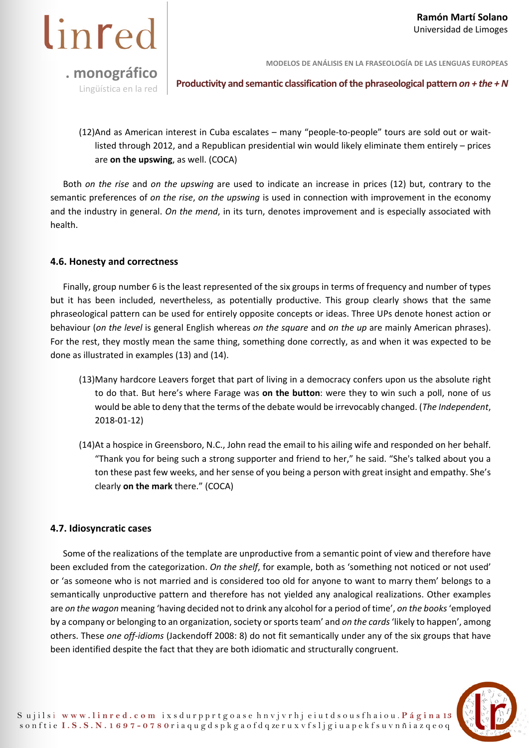(12) And as American interest in Cuba escalates – many "people-to-people" tours are sold out or wait-listed through 2012, and a Republican presidential win would likely eliminate them entirely – prices are **on the upswing**, as well. (COCA)

Both *on the rise* and *on the upswing* are used to indicate an increase in prices (12) but, contrary to the semantic preferences of *on the rise*, *on the upswing* is used in connection with improvement in the economy and the industry in general. *On the mend*, in its turn, denotes improvement and is especially associated with health.

### 4.6. Honesty and correctness

Finally, group number 6 is the least represented of the six groups in terms of frequency and number of types but it has been included, nevertheless, as potentially productive. This group clearly shows that the same phraseological pattern can be used for entirely opposite concepts or ideas. Three UPs denote honest action or behaviour (*on the level* is general English whereas *on the square* and *on the up* are mainly American phrases). For the rest, they mostly mean the same thing, something done correctly, as and when it was expected to be done as illustrated in examples (13) and (14).

(13) Many hardcore Leavers forget that part of living in a democracy confers upon us the absolute right to do that. But here's where Farage was **on the button**: were they to win such a poll, none of us would be able to deny that the terms of the debate would be irrevocably changed. (*The Independent*, 2018-01-12)

(14) At a hospice in Greensboro, N.C., John read the email to his ailing wife and responded on her behalf. "Thank you for being such a strong supporter and friend to her," he said. "She's talked about you a ton these past few weeks, and her sense of you being a person with great insight and empathy. She's clearly **on the mark** there." (COCA)

### 4.7. Idiosyncratic cases

Some of the realizations of the template are unproductive from a semantic point of view and therefore have been excluded from the categorization. *On the shelf*, for example, both as 'something not noticed or not used' or 'as someone who is not married and is considered too old for anyone to want to marry them' belongs to a semantically unproductive pattern and therefore has not yielded any analogical realizations. Other examples are *on the wagon* meaning 'having decided not to drink any alcohol for a period of time', *on the books* 'employed by a company or belonging to an organization, society or sports team' and *on the cards* 'likely to happen', among others. These *one off-idioms* (Jackendoff 2008: 8) do not fit semantically under any of the six groups that have been identified despite the fact that they are both idiomatic and structurally congruent.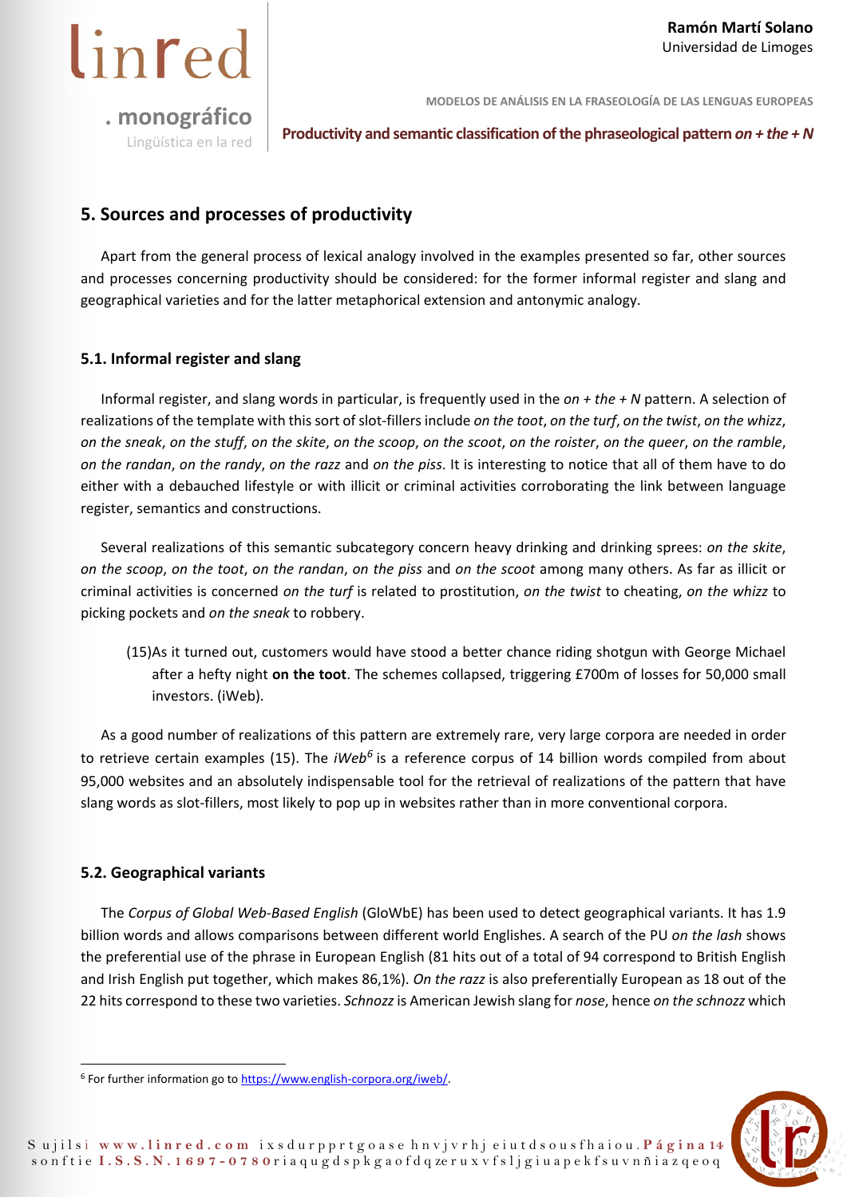## 5. Sources and processes of productivity

Apart from the general process of lexical analogy involved in the examples presented so far, other sources and processes concerning productivity should be considered: for the former informal register and slang and geographical varieties and for the latter metaphorical extension and antonymic analogy.

### 5.1. Informal register and slang

Informal register, and slang words in particular, is frequently used in the *on + the + N* pattern. A selection of realizations of the template with this sort of slot-fillers include *on the toot*, *on the turf*, *on the twist*, *on the whizz*, *on the sneak*, *on the stuff*, *on the skite*, *on the scoop*, *on the scoot*, *on the roister*, *on the queer*, *on the ramble*, *on the randan*, *on the randy*, *on the razz* and *on the piss*. It is interesting to notice that all of them have to do either with a debauched lifestyle or with illicit or criminal activities corroborating the link between language register, semantics and constructions.

Several realizations of this semantic subcategory concern heavy drinking and drinking sprees: *on the skite*, *on the scoop*, *on the toot*, *on the randan*, *on the piss* and *on the scoot* among many others. As far as illicit or criminal activities is concerned *on the turf* is related to prostitution, *on the twist* to cheating, *on the whizz* to picking pockets and *on the sneak* to robbery.

(15) As it turned out, customers would have stood a better chance riding shotgun with George Michael after a hefty night **on the toot**. The schemes collapsed, triggering £700m of losses for 50,000 small investors. (iWeb).

As a good number of realizations of this pattern are extremely rare, very large corpora are needed in order to retrieve certain examples (15). The *iWeb*[6] is a reference corpus of 14 billion words compiled from about 95,000 websites and an absolutely indispensable tool for the retrieval of realizations of the pattern that have slang words as slot-fillers, most likely to pop up in websites rather than in more conventional corpora.

### 5.2. Geographical variants

The *Corpus of Global Web-Based English* (GloWbE) has been used to detect geographical variants. It has 1.9 billion words and allows comparisons between different world Englishes. A search of the PU *on the lash* shows the preferential use of the phrase in European English (81 hits out of a total of 94 correspond to British English and Irish English put together, which makes 86,1%). *On the razz* is also preferentially European as 18 out of the 22 hits correspond to these two varieties. *Schnozz* is American Jewish slang for *nose*, hence *on the schnozz* which

[6] For further information go to https://www.english-corpora.org/iweb/.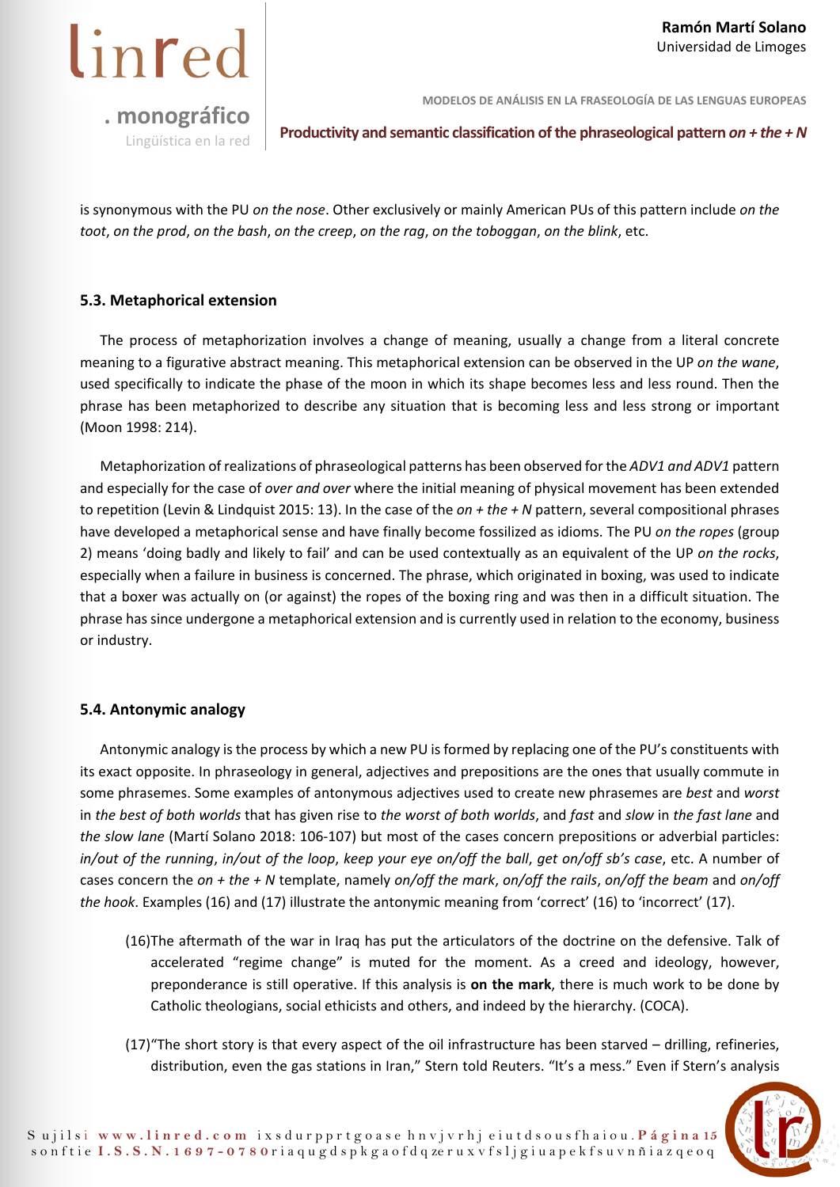is synonymous with the PU *on the nose*. Other exclusively or mainly American PUs of this pattern include *on the toot*, *on the prod*, *on the bash*, *on the creep*, *on the rag*, *on the toboggan*, *on the blink*, etc.

### 5.3. Metaphorical extension

The process of metaphorization involves a change of meaning, usually a change from a literal concrete meaning to a figurative abstract meaning. This metaphorical extension can be observed in the UP *on the wane*, used specifically to indicate the phase of the moon in which its shape becomes less and less round. Then the phrase has been metaphorized to describe any situation that is becoming less and less strong or important (Moon 1998: 214).

Metaphorization of realizations of phraseological patterns has been observed for the *ADV1 and ADV1* pattern and especially for the case of *over and over* where the initial meaning of physical movement has been extended to repetition (Levin & Lindquist 2015: 13). In the case of the *on + the + N* pattern, several compositional phrases have developed a metaphorical sense and have finally become fossilized as idioms. The PU *on the ropes* (group 2) means 'doing badly and likely to fail' and can be used contextually as an equivalent of the UP *on the rocks*, especially when a failure in business is concerned. The phrase, which originated in boxing, was used to indicate that a boxer was actually on (or against) the ropes of the boxing ring and was then in a difficult situation. The phrase has since undergone a metaphorical extension and is currently used in relation to the economy, business or industry.

### 5.4. Antonymic analogy

Antonymic analogy is the process by which a new PU is formed by replacing one of the PU's constituents with its exact opposite. In phraseology in general, adjectives and prepositions are the ones that usually commute in some phrasemes. Some examples of antonymous adjectives used to create new phrasemes are *best* and *worst* in *the best of both worlds* that has given rise to *the worst of both worlds*, and *fast* and *slow* in *the fast lane* and *the slow lane* (Martí Solano 2018: 106-107) but most of the cases concern prepositions or adverbial particles: *in/out of the running*, *in/out of the loop*, *keep your eye on/off the ball*, *get on/off sb's case*, etc. A number of cases concern the *on + the + N* template, namely *on/off the mark*, *on/off the rails*, *on/off the beam* and *on/off the hook*. Examples (16) and (17) illustrate the antonymic meaning from 'correct' (16) to 'incorrect' (17).

(16) The aftermath of the war in Iraq has put the articulators of the doctrine on the defensive. Talk of accelerated "regime change" is muted for the moment. As a creed and ideology, however, preponderance is still operative. If this analysis is **on the mark**, there is much work to be done by Catholic theologians, social ethicists and others, and indeed by the hierarchy. (COCA).

(17) "The short story is that every aspect of the oil infrastructure has been starved – drilling, refineries, distribution, even the gas stations in Iran," Stern told Reuters. "It's a mess." Even if Stern's analysis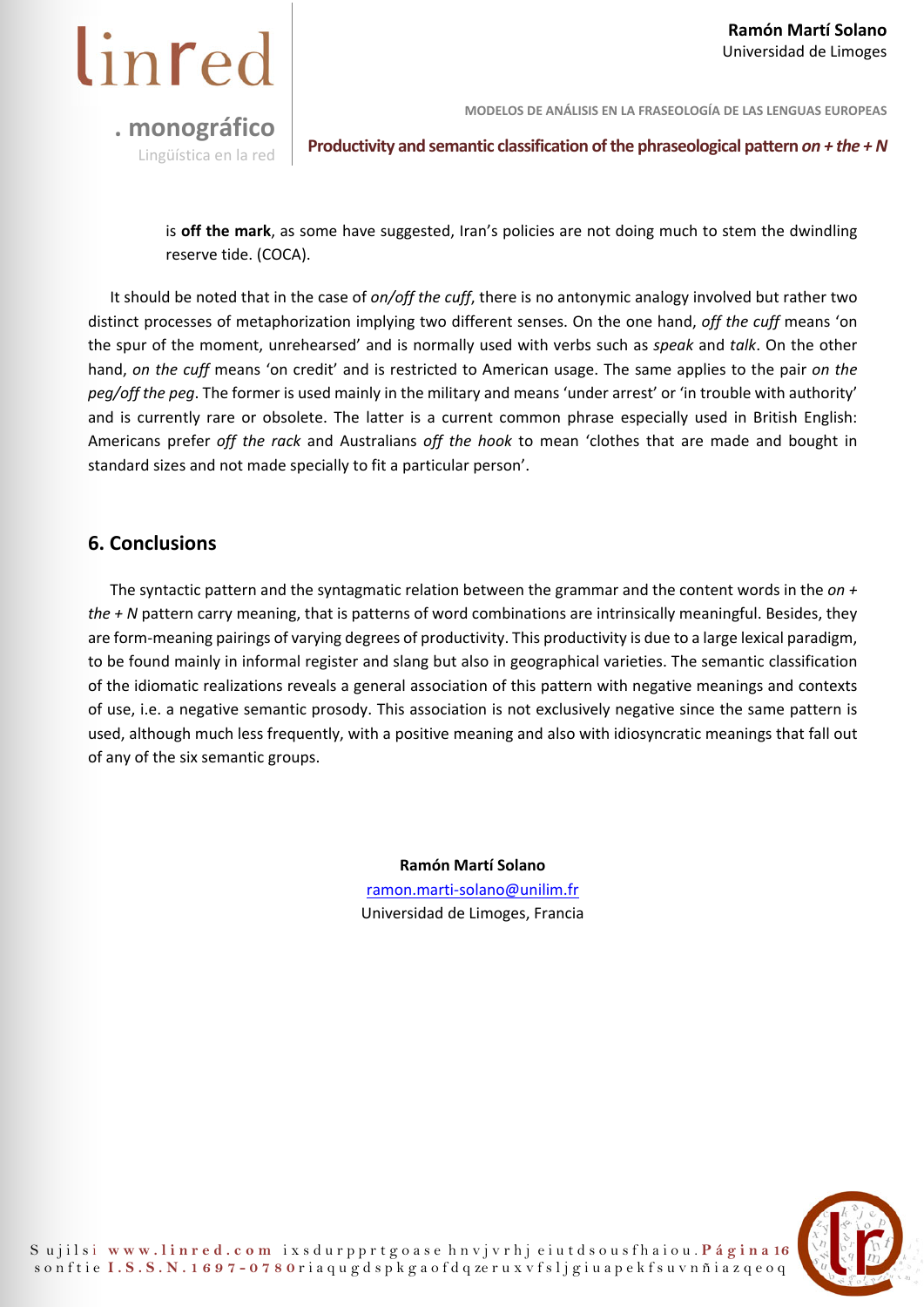is **off the mark**, as some have suggested, Iran's policies are not doing much to stem the dwindling reserve tide. (COCA).

It should be noted that in the case of *on/off the cuff*, there is no antonymic analogy involved but rather two distinct processes of metaphorization implying two different senses. On the one hand, *off the cuff* means 'on the spur of the moment, unrehearsed' and is normally used with verbs such as *speak* and *talk*. On the other hand, *on the cuff* means 'on credit' and is restricted to American usage. The same applies to the pair *on the peg/off the peg*. The former is used mainly in the military and means 'under arrest' or 'in trouble with authority' and is currently rare or obsolete. The latter is a current common phrase especially used in British English: Americans prefer *off the rack* and Australians *off the hook* to mean 'clothes that are made and bought in standard sizes and not made specially to fit a particular person'.

## 6. Conclusions

The syntactic pattern and the syntagmatic relation between the grammar and the content words in the *on + the + N* pattern carry meaning, that is patterns of word combinations are intrinsically meaningful. Besides, they are form-meaning pairings of varying degrees of productivity. This productivity is due to a large lexical paradigm, to be found mainly in informal register and slang but also in geographical varieties. The semantic classification of the idiomatic realizations reveals a general association of this pattern with negative meanings and contexts of use, i.e. a negative semantic prosody. This association is not exclusively negative since the same pattern is used, although much less frequently, with a positive meaning and also with idiosyncratic meanings that fall out of any of the six semantic groups.

**Ramón Martí Solano**
ramon.marti-solano@unilim.fr
Universidad de Limoges, Francia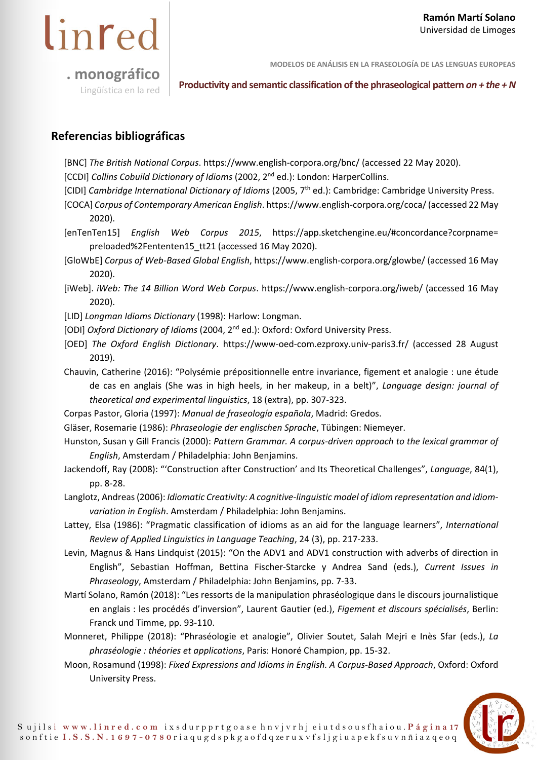## Referencias bibliográficas

[BNC] *The British National Corpus*. https://www.english-corpora.org/bnc/ (accessed 22 May 2020).

[CCDI] *Collins Cobuild Dictionary of Idioms* (2002, 2nd ed.): London: HarperCollins.

[CIDI] *Cambridge International Dictionary of Idioms* (2005, 7th ed.): Cambridge: Cambridge University Press.

[COCA] *Corpus of Contemporary American English*. https://www.english-corpora.org/coca/ (accessed 22 May 2020).

[enTenTen15] *English Web Corpus 2015*, https://app.sketchengine.eu/#concordance?corpname=preloaded%2Fententen15_tt21 (accessed 16 May 2020).

[GloWbE] *Corpus of Web-Based Global English*, https://www.english-corpora.org/glowbe/ (accessed 16 May 2020).

[iWeb]. *iWeb: The 14 Billion Word Web Corpus*. https://www.english-corpora.org/iweb/ (accessed 16 May 2020).

[LID] *Longman Idioms Dictionary* (1998): Harlow: Longman.

[ODI] *Oxford Dictionary of Idioms* (2004, 2nd ed.): Oxford: Oxford University Press.

[OED] *The Oxford English Dictionary*. https://www-oed-com.ezproxy.univ-paris3.fr/ (accessed 28 August 2019).

Chauvin, Catherine (2016): "Polysémie prépositionnelle entre invariance, figement et analogie : une étude de cas en anglais (She was in high heels, in her makeup, in a belt)", *Language design: journal of theoretical and experimental linguistics*, 18 (extra), pp. 307-323.

Corpas Pastor, Gloria (1997): *Manual de fraseología española*, Madrid: Gredos.

Gläser, Rosemarie (1986): *Phraseologie der englischen Sprache*, Tübingen: Niemeyer.

Hunston, Susan y Gill Francis (2000): *Pattern Grammar. A corpus-driven approach to the lexical grammar of English*, Amsterdam / Philadelphia: John Benjamins.

Jackendoff, Ray (2008): "'Construction after Construction' and Its Theoretical Challenges", *Language*, 84(1), pp. 8-28.

Langlotz, Andreas (2006): *Idiomatic Creativity: A cognitive-linguistic model of idiom representation and idiom-variation in English*. Amsterdam / Philadelphia: John Benjamins.

Lattey, Elsa (1986): "Pragmatic classification of idioms as an aid for the language learners", *International Review of Applied Linguistics in Language Teaching*, 24 (3), pp. 217-233.

Levin, Magnus & Hans Lindquist (2015): "On the ADV1 and ADV1 construction with adverbs of direction in English", Sebastian Hoffman, Bettina Fischer-Starcke y Andrea Sand (eds.), *Current Issues in Phraseology*, Amsterdam / Philadelphia: John Benjamins, pp. 7-33.

Martí Solano, Ramón (2018): "Les ressorts de la manipulation phraséologique dans le discours journalistique en anglais : les procédés d'inversion", Laurent Gautier (ed.), *Figement et discours spécialisés*, Berlin: Franck und Timme, pp. 93-110.

Monneret, Philippe (2018): "Phraséologie et analogie", Olivier Soutet, Salah Mejri e Inès Sfar (eds.), *La phraséologie : théories et applications*, Paris: Honoré Champion, pp. 15-32.

Moon, Rosamund (1998): *Fixed Expressions and Idioms in English. A Corpus-Based Approach*, Oxford: Oxford University Press.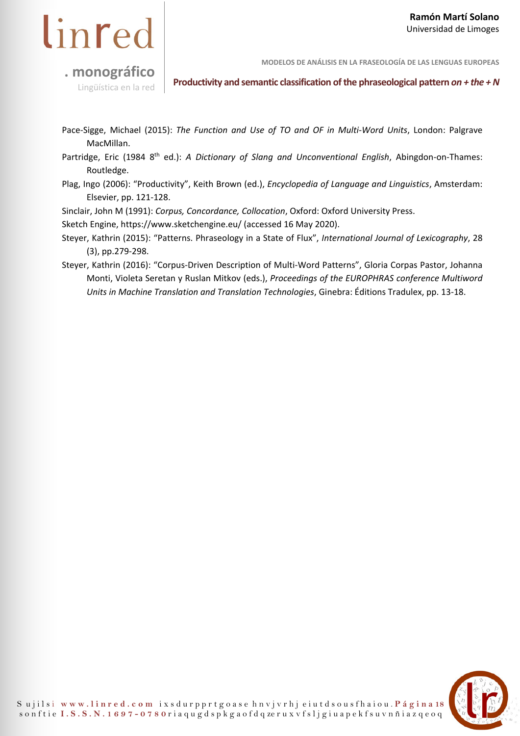Pace-Sigge, Michael (2015): *The Function and Use of TO and OF in Multi-Word Units*, London: Palgrave MacMillan.

Partridge, Eric (1984 8th ed.): *A Dictionary of Slang and Unconventional English*, Abingdon-on-Thames: Routledge.

Plag, Ingo (2006): "Productivity", Keith Brown (ed.), *Encyclopedia of Language and Linguistics*, Amsterdam: Elsevier, pp. 121-128.

Sinclair, John M (1991): *Corpus, Concordance, Collocation*, Oxford: Oxford University Press.

Sketch Engine, https://www.sketchengine.eu/ (accessed 16 May 2020).

Steyer, Kathrin (2015): "Patterns. Phraseology in a State of Flux", *International Journal of Lexicography*, 28 (3), pp.279-298.

Steyer, Kathrin (2016): "Corpus-Driven Description of Multi-Word Patterns", Gloria Corpas Pastor, Johanna Monti, Violeta Seretan y Ruslan Mitkov (eds.), *Proceedings of the EUROPHRAS conference Multiword Units in Machine Translation and Translation Technologies*, Ginebra: Éditions Tradulex, pp. 13-18.